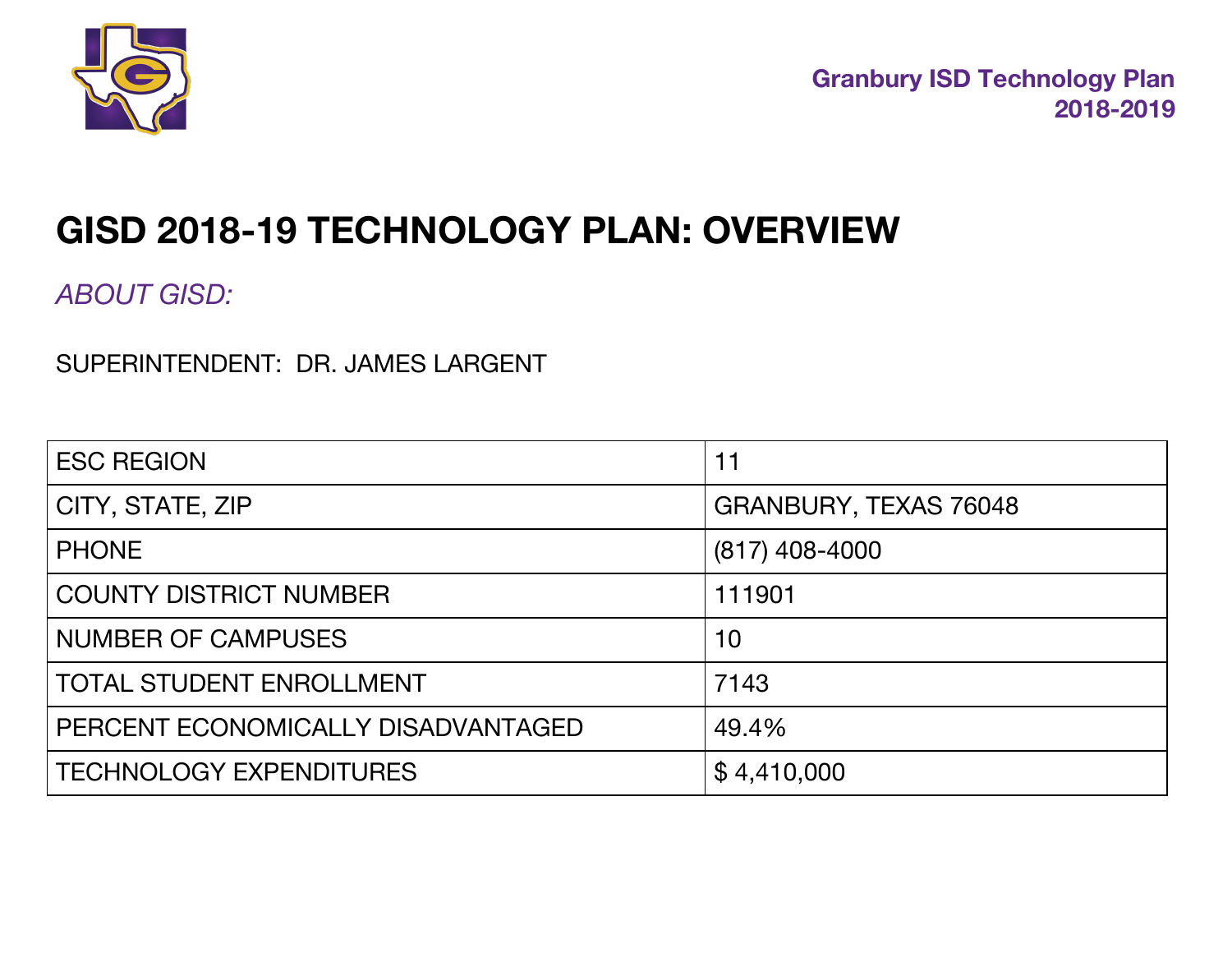# GISD 2018-19 TECHNOLOGY PLAN: OVERVIEW

*ABOUT GISD:*

SUPERINTENDENT: DR. JAMES LARGENT

| | |
|---|---|
| ESC REGION | 11 |
| CITY, STATE, ZIP | GRANBURY, TEXAS 76048 |
| PHONE | (817) 408-4000 |
| COUNTY DISTRICT NUMBER | 111901 |
| NUMBER OF CAMPUSES | 10 |
| TOTAL STUDENT ENROLLMENT | 7143 |
| PERCENT ECONOMICALLY DISADVANTAGED | 49.4% |
| TECHNOLOGY EXPENDITURES | $ 4,410,000 |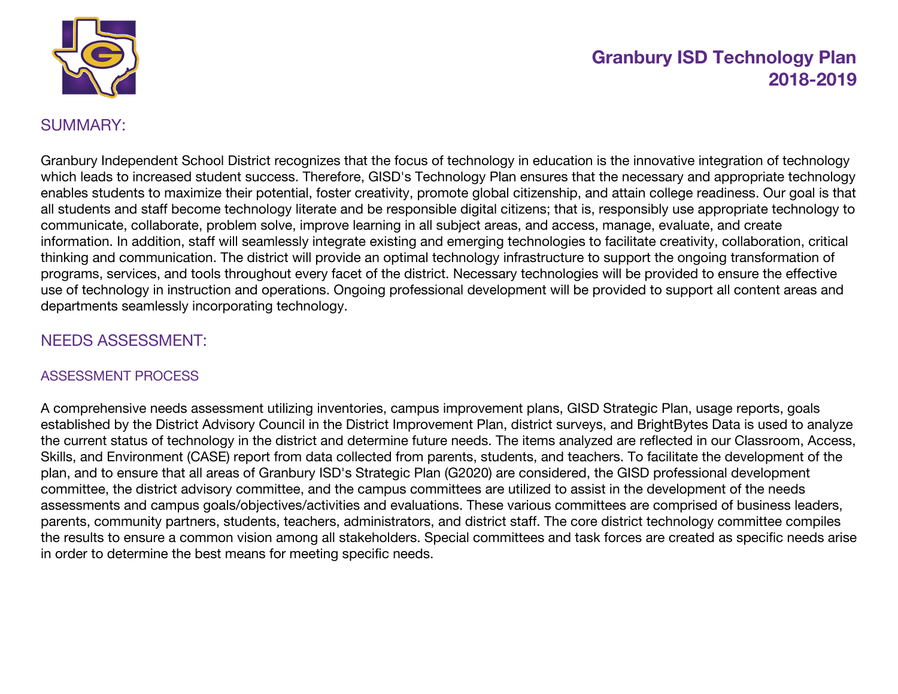# Granbury ISD Technology Plan 2018-2019

## SUMMARY:

Granbury Independent School District recognizes that the focus of technology in education is the innovative integration of technology which leads to increased student success. Therefore, GISD's Technology Plan ensures that the necessary and appropriate technology enables students to maximize their potential, foster creativity, promote global citizenship, and attain college readiness. Our goal is that all students and staff become technology literate and be responsible digital citizens; that is, responsibly use appropriate technology to communicate, collaborate, problem solve, improve learning in all subject areas, and access, manage, evaluate, and create information. In addition, staff will seamlessly integrate existing and emerging technologies to facilitate creativity, collaboration, critical thinking and communication. The district will provide an optimal technology infrastructure to support the ongoing transformation of programs, services, and tools throughout every facet of the district. Necessary technologies will be provided to ensure the effective use of technology in instruction and operations. Ongoing professional development will be provided to support all content areas and departments seamlessly incorporating technology.

## NEEDS ASSESSMENT:

### ASSESSMENT PROCESS

A comprehensive needs assessment utilizing inventories, campus improvement plans, GISD Strategic Plan, usage reports, goals established by the District Advisory Council in the District Improvement Plan, district surveys, and BrightBytes Data is used to analyze the current status of technology in the district and determine future needs. The items analyzed are reflected in our Classroom, Access, Skills, and Environment (CASE) report from data collected from parents, students, and teachers. To facilitate the development of the plan, and to ensure that all areas of Granbury ISD's Strategic Plan (G2020) are considered, the GISD professional development committee, the district advisory committee, and the campus committees are utilized to assist in the development of the needs assessments and campus goals/objectives/activities and evaluations. These various committees are comprised of business leaders, parents, community partners, students, teachers, administrators, and district staff. The core district technology committee compiles the results to ensure a common vision among all stakeholders. Special committees and task forces are created as specific needs arise in order to determine the best means for meeting specific needs.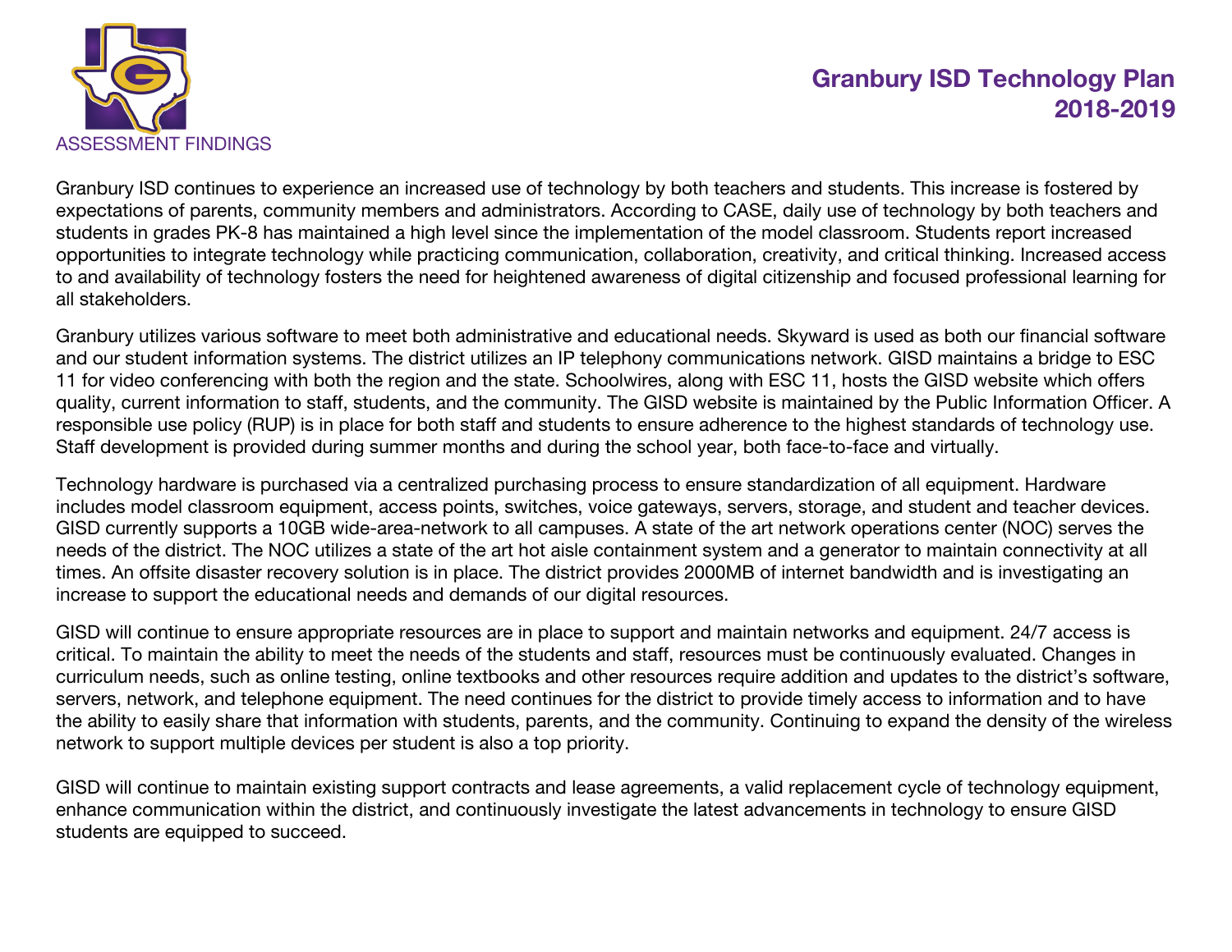# ASSESSMENT FINDINGS

Granbury ISD continues to experience an increased use of technology by both teachers and students. This increase is fostered by expectations of parents, community members and administrators. According to CASE, daily use of technology by both teachers and students in grades PK-8 has maintained a high level since the implementation of the model classroom. Students report increased opportunities to integrate technology while practicing communication, collaboration, creativity, and critical thinking. Increased access to and availability of technology fosters the need for heightened awareness of digital citizenship and focused professional learning for all stakeholders.

Granbury utilizes various software to meet both administrative and educational needs. Skyward is used as both our financial software and our student information systems. The district utilizes an IP telephony communications network. GISD maintains a bridge to ESC 11 for video conferencing with both the region and the state. Schoolwires, along with ESC 11, hosts the GISD website which offers quality, current information to staff, students, and the community. The GISD website is maintained by the Public Information Officer. A responsible use policy (RUP) is in place for both staff and students to ensure adherence to the highest standards of technology use. Staff development is provided during summer months and during the school year, both face-to-face and virtually.

Technology hardware is purchased via a centralized purchasing process to ensure standardization of all equipment. Hardware includes model classroom equipment, access points, switches, voice gateways, servers, storage, and student and teacher devices. GISD currently supports a 10GB wide-area-network to all campuses. A state of the art network operations center (NOC) serves the needs of the district. The NOC utilizes a state of the art hot aisle containment system and a generator to maintain connectivity at all times. An offsite disaster recovery solution is in place. The district provides 2000MB of internet bandwidth and is investigating an increase to support the educational needs and demands of our digital resources.

GISD will continue to ensure appropriate resources are in place to support and maintain networks and equipment. 24/7 access is critical. To maintain the ability to meet the needs of the students and staff, resources must be continuously evaluated. Changes in curriculum needs, such as online testing, online textbooks and other resources require addition and updates to the district's software, servers, network, and telephone equipment. The need continues for the district to provide timely access to information and to have the ability to easily share that information with students, parents, and the community. Continuing to expand the density of the wireless network to support multiple devices per student is also a top priority.

GISD will continue to maintain existing support contracts and lease agreements, a valid replacement cycle of technology equipment, enhance communication within the district, and continuously investigate the latest advancements in technology to ensure GISD students are equipped to succeed.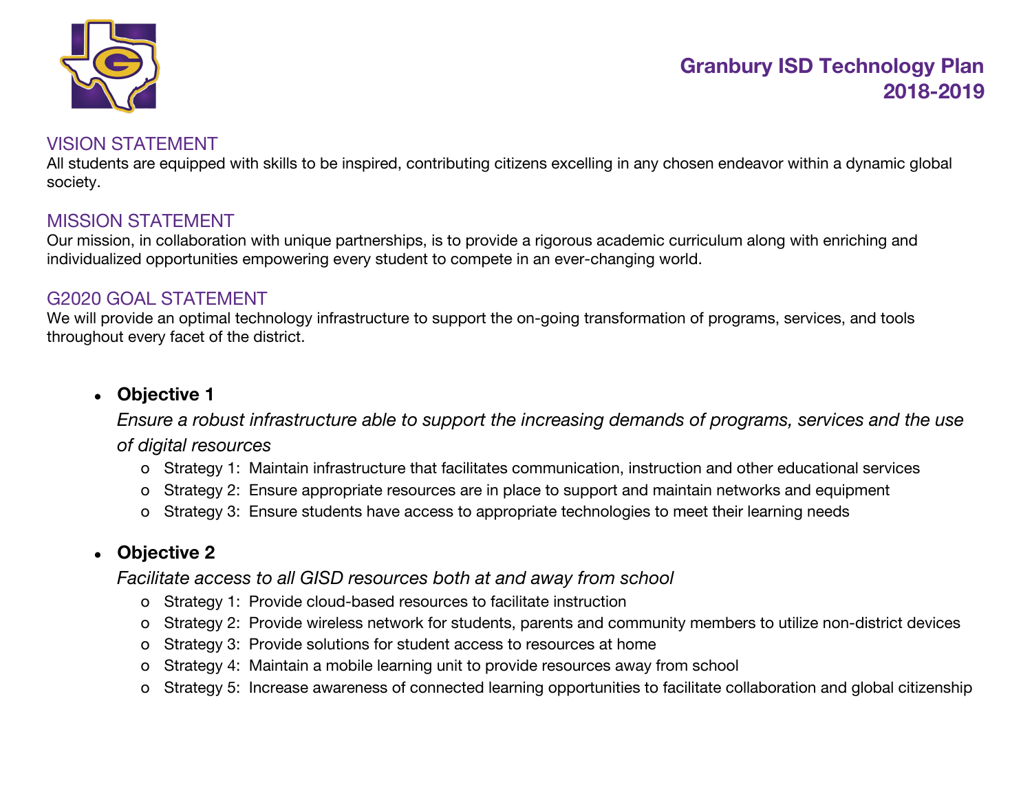# Granbury ISD Technology Plan 2018-2019

## VISION STATEMENT

All students are equipped with skills to be inspired, contributing citizens excelling in any chosen endeavor within a dynamic global society.

## MISSION STATEMENT

Our mission, in collaboration with unique partnerships, is to provide a rigorous academic curriculum along with enriching and individualized opportunities empowering every student to compete in an ever-changing world.

## G2020 GOAL STATEMENT

We will provide an optimal technology infrastructure to support the on-going transformation of programs, services, and tools throughout every facet of the district.

- **Objective 1**

  *Ensure a robust infrastructure able to support the increasing demands of programs, services and the use of digital resources*

  - Strategy 1: Maintain infrastructure that facilitates communication, instruction and other educational services
  - Strategy 2: Ensure appropriate resources are in place to support and maintain networks and equipment
  - Strategy 3: Ensure students have access to appropriate technologies to meet their learning needs

- **Objective 2**

  *Facilitate access to all GISD resources both at and away from school*

  - Strategy 1: Provide cloud-based resources to facilitate instruction
  - Strategy 2: Provide wireless network for students, parents and community members to utilize non-district devices
  - Strategy 3: Provide solutions for student access to resources at home
  - Strategy 4: Maintain a mobile learning unit to provide resources away from school
  - Strategy 5: Increase awareness of connected learning opportunities to facilitate collaboration and global citizenship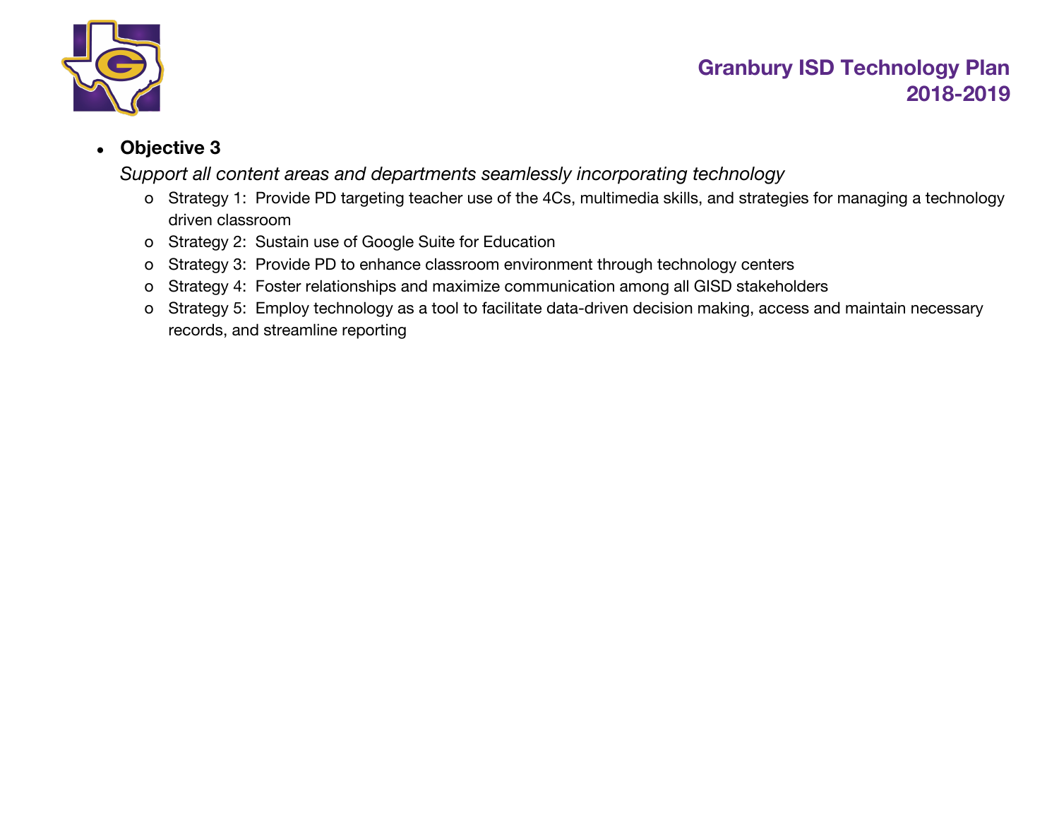- **Objective 3**

  *Support all content areas and departments seamlessly incorporating technology*

  - Strategy 1: Provide PD targeting teacher use of the 4Cs, multimedia skills, and strategies for managing a technology driven classroom
  - Strategy 2: Sustain use of Google Suite for Education
  - Strategy 3: Provide PD to enhance classroom environment through technology centers
  - Strategy 4: Foster relationships and maximize communication among all GISD stakeholders
  - Strategy 5: Employ technology as a tool to facilitate data-driven decision making, access and maintain necessary records, and streamline reporting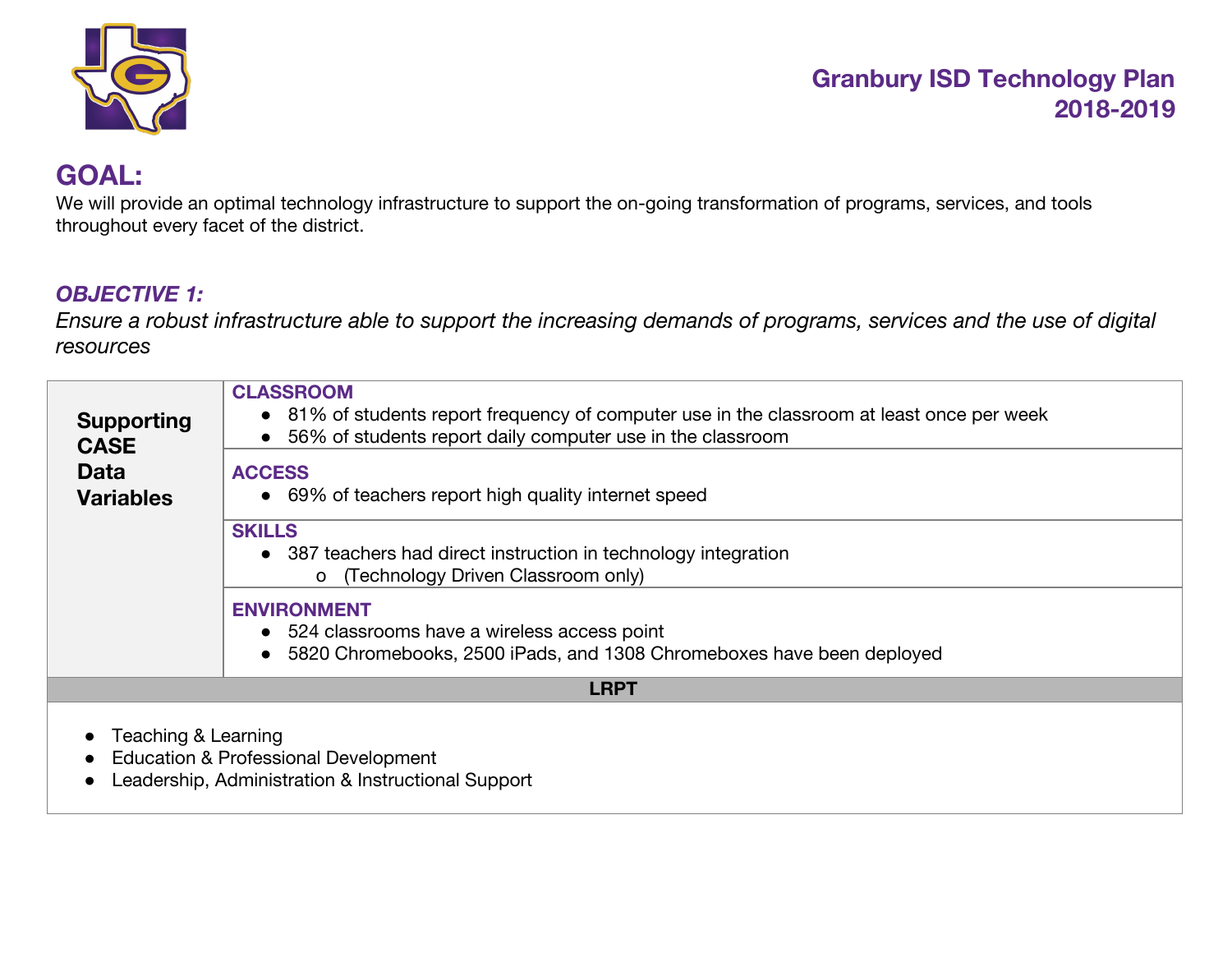# Granbury ISD Technology Plan 2018-2019

## GOAL:

We will provide an optimal technology infrastructure to support the on-going transformation of programs, services, and tools throughout every facet of the district.

### *OBJECTIVE 1:*

*Ensure a robust infrastructure able to support the increasing demands of programs, services and the use of digital resources*

| Supporting CASE Data Variables | |
|---|---|
| | **CLASSROOM**<br>● 81% of students report frequency of computer use in the classroom at least once per week<br>● 56% of students report daily computer use in the classroom |
| | **ACCESS**<br>● 69% of teachers report high quality internet speed |
| | **SKILLS**<br>● 387 teachers had direct instruction in technology integration<br>&nbsp;&nbsp;&nbsp;&nbsp;o (Technology Driven Classroom only) |
| | **ENVIRONMENT**<br>● 524 classrooms have a wireless access point<br>● 5820 Chromebooks, 2500 iPads, and 1308 Chromeboxes have been deployed |

| LRPT |
|---|
| ● Teaching & Learning<br>● Education & Professional Development<br>● Leadership, Administration & Instructional Support |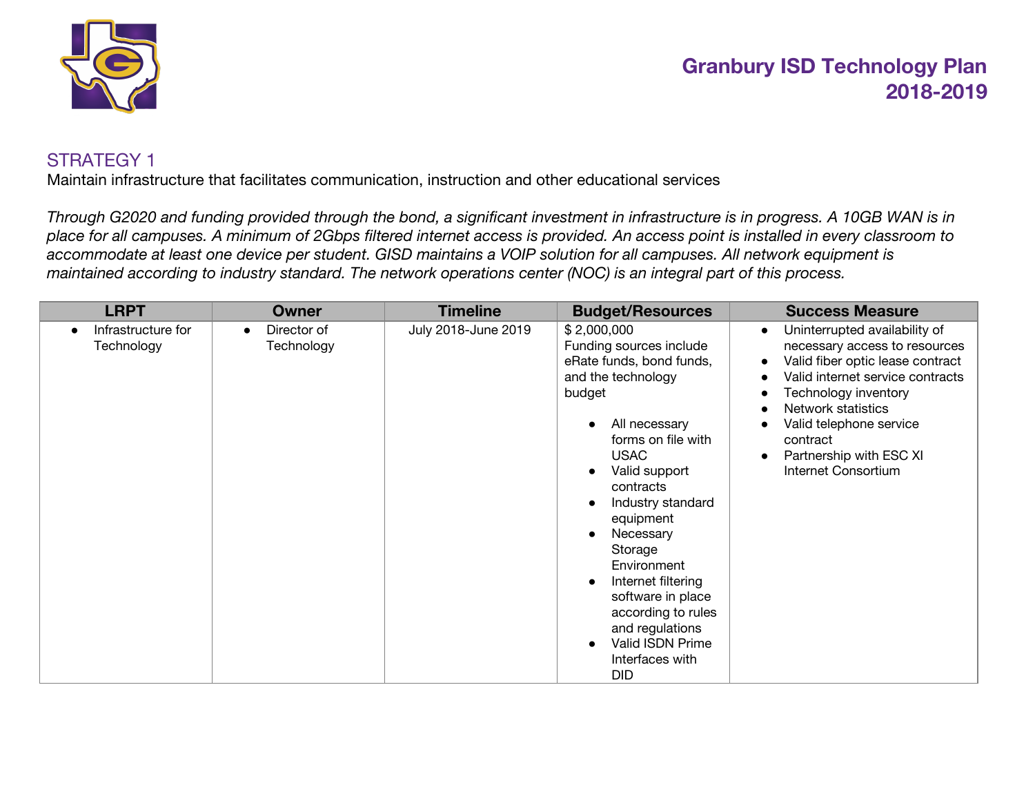# Granbury ISD Technology Plan 2018-2019

## STRATEGY 1

Maintain infrastructure that facilitates communication, instruction and other educational services

*Through G2020 and funding provided through the bond, a significant investment in infrastructure is in progress. A 10GB WAN is in place for all campuses. A minimum of 2Gbps filtered internet access is provided. An access point is installed in every classroom to accommodate at least one device per student. GISD maintains a VOIP solution for all campuses. All network equipment is maintained according to industry standard. The network operations center (NOC) is an integral part of this process.*

| LRPT | Owner | Timeline | Budget/Resources | Success Measure |
|---|---|---|---|---|
| • Infrastructure for Technology | • Director of Technology | July 2018-June 2019 | $ 2,000,000<br>Funding sources include eRate funds, bond funds, and the technology budget<br><br>• All necessary forms on file with USAC<br>• Valid support contracts<br>• Industry standard equipment<br>• Necessary Storage Environment<br>• Internet filtering software in place according to rules and regulations<br>• Valid ISDN Prime Interfaces with DID | • Uninterrupted availability of necessary access to resources<br>• Valid fiber optic lease contract<br>• Valid internet service contracts<br>• Technology inventory<br>• Network statistics<br>• Valid telephone service contract<br>• Partnership with ESC XI Internet Consortium |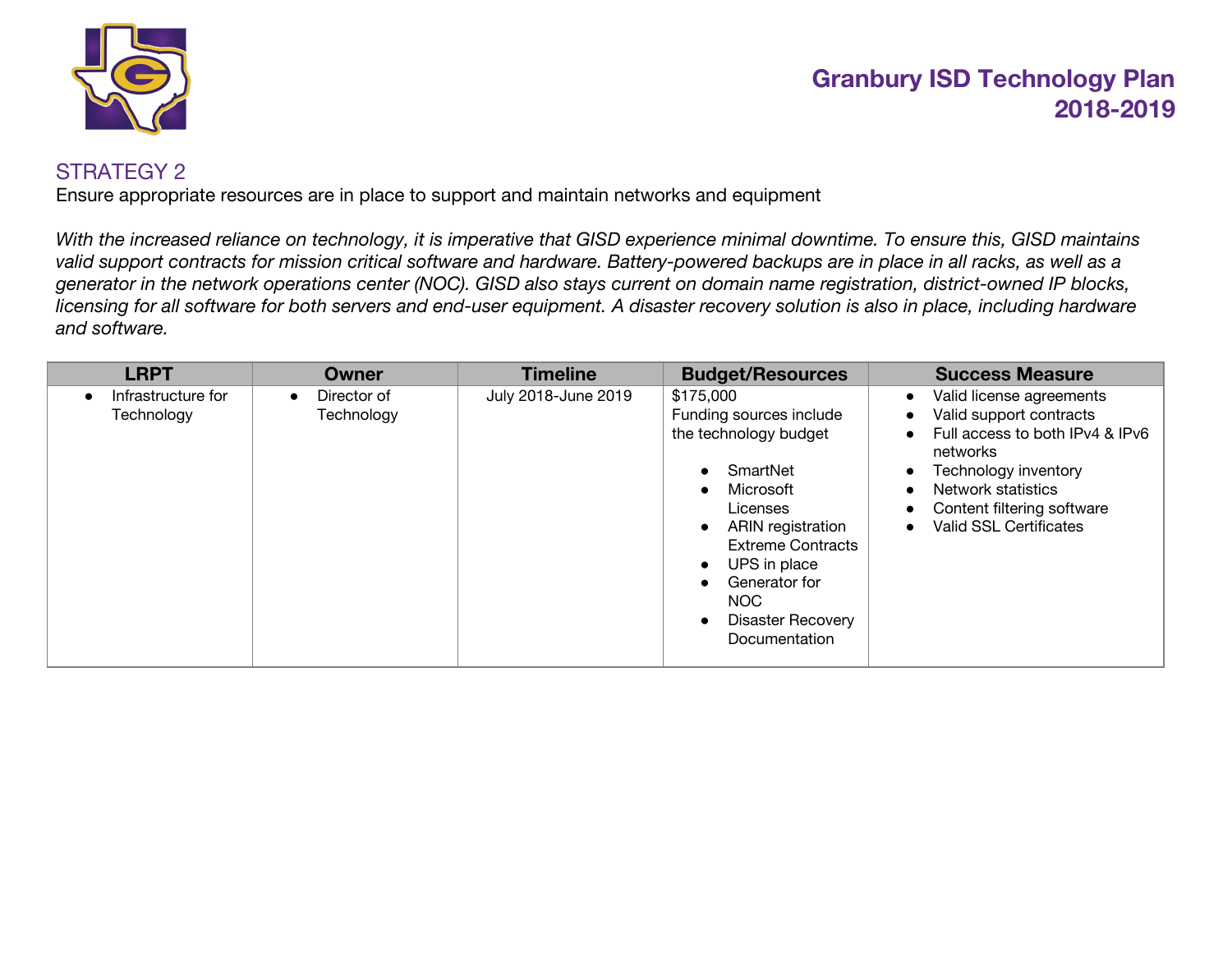# Granbury ISD Technology Plan 2018-2019

## STRATEGY 2

Ensure appropriate resources are in place to support and maintain networks and equipment

*With the increased reliance on technology, it is imperative that GISD experience minimal downtime. To ensure this, GISD maintains valid support contracts for mission critical software and hardware. Battery-powered backups are in place in all racks, as well as a generator in the network operations center (NOC). GISD also stays current on domain name registration, district-owned IP blocks, licensing for all software for both servers and end-user equipment. A disaster recovery solution is also in place, including hardware and software.*

| LRPT | Owner | Timeline | Budget/Resources | Success Measure |
|---|---|---|---|---|
| • Infrastructure for Technology | • Director of Technology | July 2018-June 2019 | $175,000<br>Funding sources include the technology budget<br><br>• SmartNet<br>• Microsoft Licenses<br>• ARIN registration Extreme Contracts<br>• UPS in place<br>• Generator for NOC<br>• Disaster Recovery Documentation | • Valid license agreements<br>• Valid support contracts<br>• Full access to both IPv4 & IPv6 networks<br>• Technology inventory<br>• Network statistics<br>• Content filtering software<br>• Valid SSL Certificates |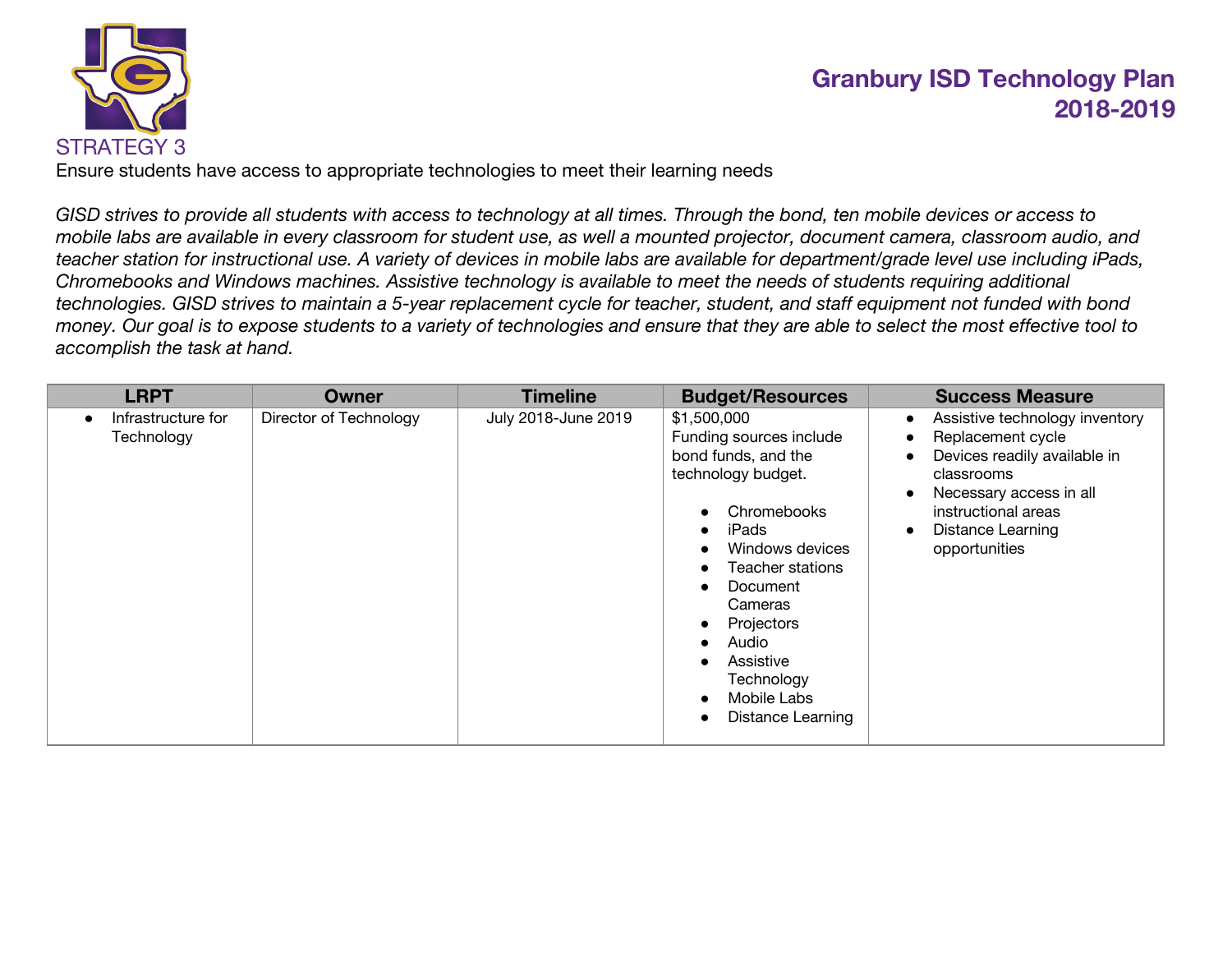## STRATEGY 3

Ensure students have access to appropriate technologies to meet their learning needs

*GISD strives to provide all students with access to technology at all times. Through the bond, ten mobile devices or access to mobile labs are available in every classroom for student use, as well a mounted projector, document camera, classroom audio, and teacher station for instructional use. A variety of devices in mobile labs are available for department/grade level use including iPads, Chromebooks and Windows machines. Assistive technology is available to meet the needs of students requiring additional technologies. GISD strives to maintain a 5-year replacement cycle for teacher, student, and staff equipment not funded with bond money. Our goal is to expose students to a variety of technologies and ensure that they are able to select the most effective tool to accomplish the task at hand.*

| LRPT | Owner | Timeline | Budget/Resources | Success Measure |
|---|---|---|---|---|
| • Infrastructure for Technology | Director of Technology | July 2018-June 2019 | $1,500,000<br>Funding sources include bond funds, and the technology budget.<br><br>• Chromebooks<br>• iPads<br>• Windows devices<br>• Teacher stations<br>• Document Cameras<br>• Projectors<br>• Audio<br>• Assistive Technology<br>• Mobile Labs<br>• Distance Learning | • Assistive technology inventory<br>• Replacement cycle<br>• Devices readily available in classrooms<br>• Necessary access in all instructional areas<br>• Distance Learning opportunities |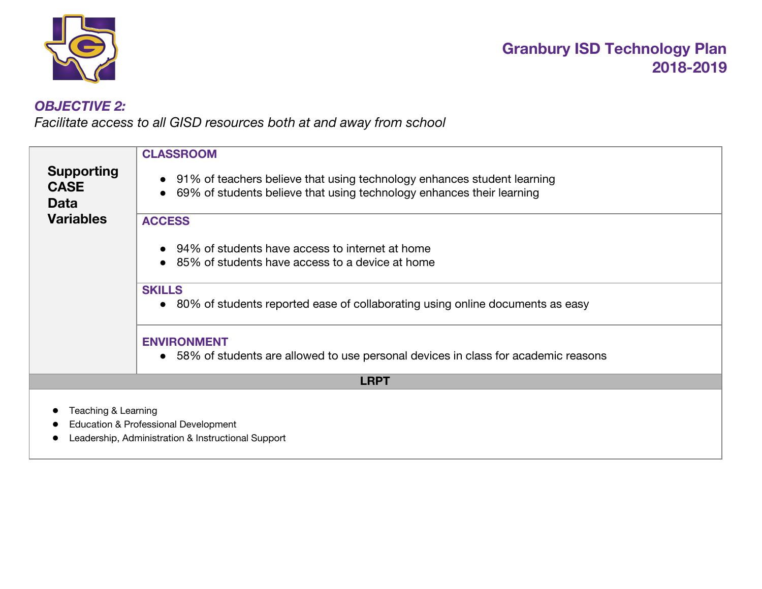### *OBJECTIVE 2:*

*Facilitate access to all GISD resources both at and away from school*

| Supporting CASE Data Variables | |
|---|---|
| | **CLASSROOM**<br>• 91% of teachers believe that using technology enhances student learning<br>• 69% of students believe that using technology enhances their learning |
| | **ACCESS**<br>• 94% of students have access to internet at home<br>• 85% of students have access to a device at home |
| | **SKILLS**<br>• 80% of students reported ease of collaborating using online documents as easy |
| | **ENVIRONMENT**<br>• 58% of students are allowed to use personal devices in class for academic reasons |

**LRPT**

- Teaching & Learning
- Education & Professional Development
- Leadership, Administration & Instructional Support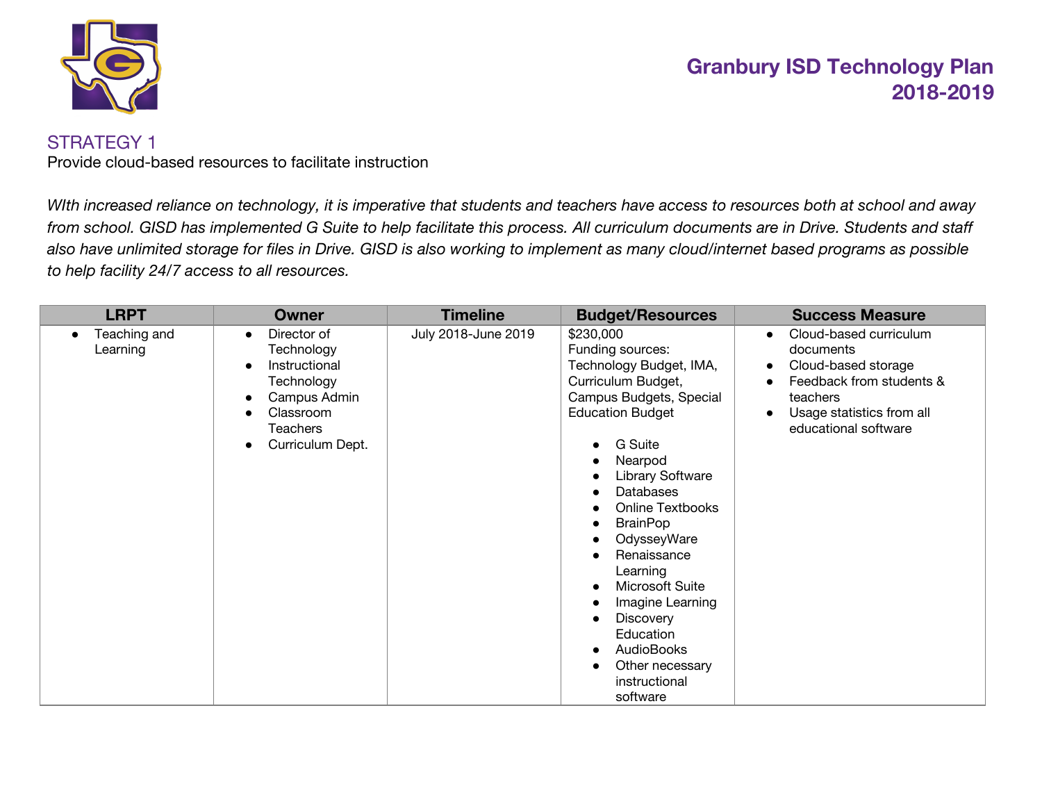# Granbury ISD Technology Plan 2018-2019

## STRATEGY 1

Provide cloud-based resources to facilitate instruction

*WIth increased reliance on technology, it is imperative that students and teachers have access to resources both at school and away from school. GISD has implemented G Suite to help facilitate this process. All curriculum documents are in Drive. Students and staff also have unlimited storage for files in Drive. GISD is also working to implement as many cloud/internet based programs as possible to help facility 24/7 access to all resources.*

| LRPT | Owner | Timeline | Budget/Resources | Success Measure |
|---|---|---|---|---|
| • Teaching and Learning | • Director of Technology<br>• Instructional Technology<br>• Campus Admin<br>• Classroom Teachers<br>• Curriculum Dept. | July 2018-June 2019 | $230,000<br>Funding sources: Technology Budget, IMA, Curriculum Budget, Campus Budgets, Special Education Budget<br>• G Suite<br>• Nearpod<br>• Library Software<br>• Databases<br>• Online Textbooks<br>• BrainPop<br>• OdysseyWare<br>• Renaissance Learning<br>• Microsoft Suite<br>• Imagine Learning<br>• Discovery Education<br>• AudioBooks<br>• Other necessary instructional software | • Cloud-based curriculum documents<br>• Cloud-based storage<br>• Feedback from students & teachers<br>• Usage statistics from all educational software |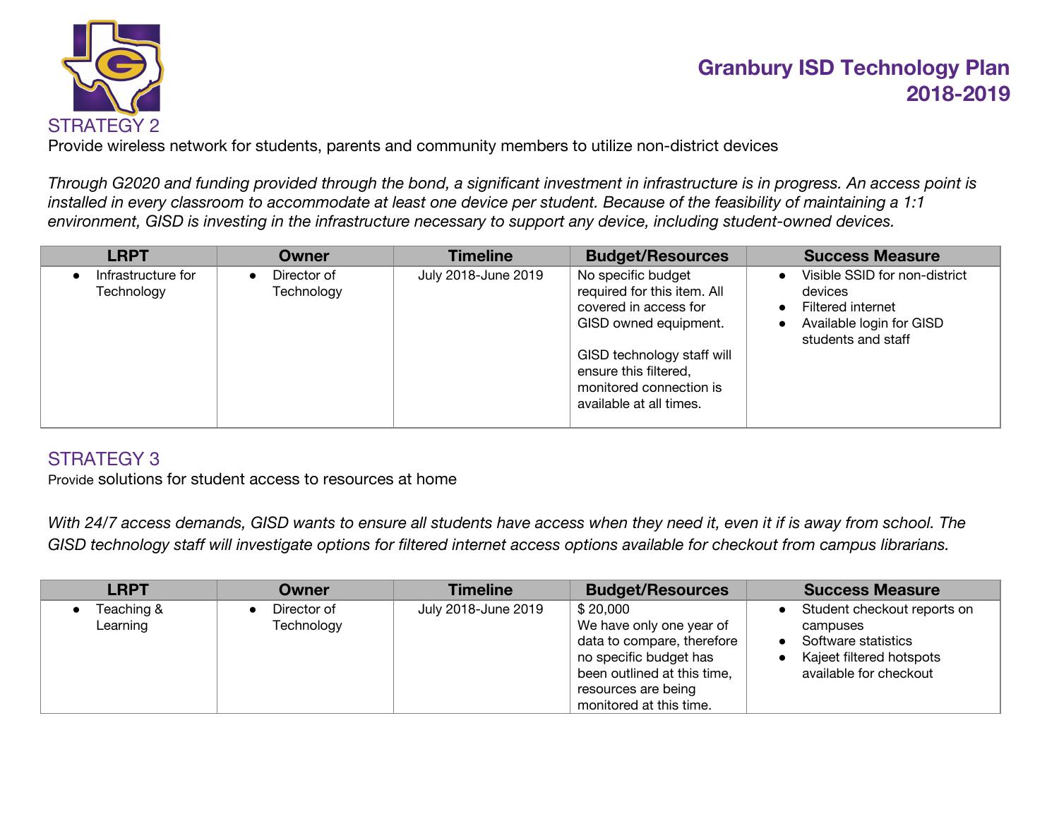## STRATEGY 2

Provide wireless network for students, parents and community members to utilize non-district devices

*Through G2020 and funding provided through the bond, a significant investment in infrastructure is in progress. An access point is installed in every classroom to accommodate at least one device per student. Because of the feasibility of maintaining a 1:1 environment, GISD is investing in the infrastructure necessary to support any device, including student-owned devices.*

| LRPT | Owner | Timeline | Budget/Resources | Success Measure |
|---|---|---|---|---|
| • Infrastructure for Technology | • Director of Technology | July 2018-June 2019 | No specific budget required for this item. All covered in access for GISD owned equipment.<br><br>GISD technology staff will ensure this filtered, monitored connection is available at all times. | • Visible SSID for non-district devices<br>• Filtered internet<br>• Available login for GISD students and staff |

## STRATEGY 3

Provide solutions for student access to resources at home

*With 24/7 access demands, GISD wants to ensure all students have access when they need it, even it if is away from school. The GISD technology staff will investigate options for filtered internet access options available for checkout from campus librarians.*

| LRPT | Owner | Timeline | Budget/Resources | Success Measure |
|---|---|---|---|---|
| • Teaching & Learning | • Director of Technology | July 2018-June 2019 | $ 20,000<br>We have only one year of data to compare, therefore no specific budget has been outlined at this time, resources are being monitored at this time. | • Student checkout reports on campuses<br>• Software statistics<br>• Kajeet filtered hotspots available for checkout |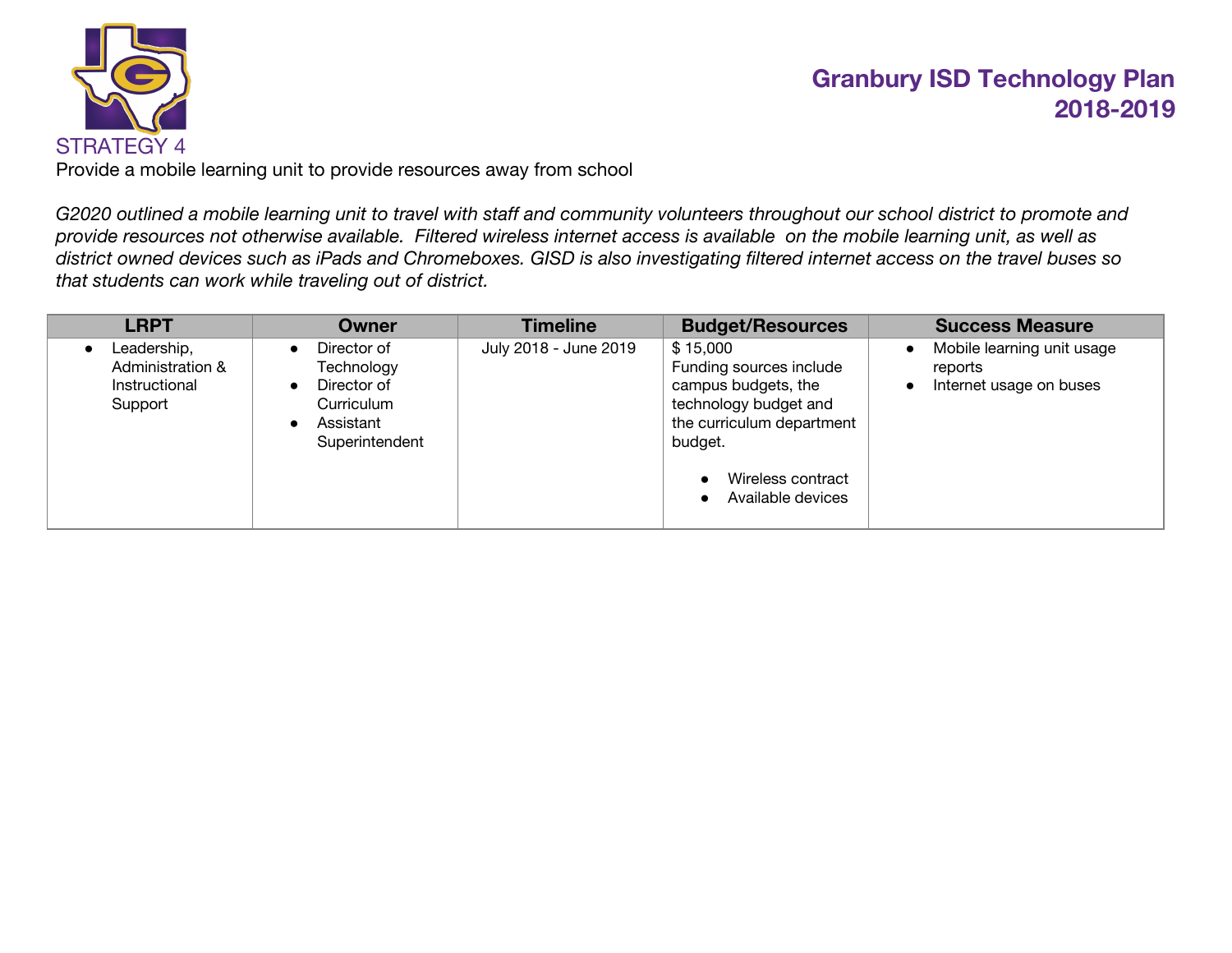## STRATEGY 4

Provide a mobile learning unit to provide resources away from school

*G2020 outlined a mobile learning unit to travel with staff and community volunteers throughout our school district to promote and provide resources not otherwise available. Filtered wireless internet access is available on the mobile learning unit, as well as district owned devices such as iPads and Chromeboxes. GISD is also investigating filtered internet access on the travel buses so that students can work while traveling out of district.*

| LRPT | Owner | Timeline | Budget/Resources | Success Measure |
|---|---|---|---|---|
| • Leadership, Administration & Instructional Support | • Director of Technology<br>• Director of Curriculum<br>• Assistant Superintendent | July 2018 - June 2019 | $ 15,000<br>Funding sources include campus budgets, the technology budget and the curriculum department budget.<br>• Wireless contract<br>• Available devices | • Mobile learning unit usage reports<br>• Internet usage on buses |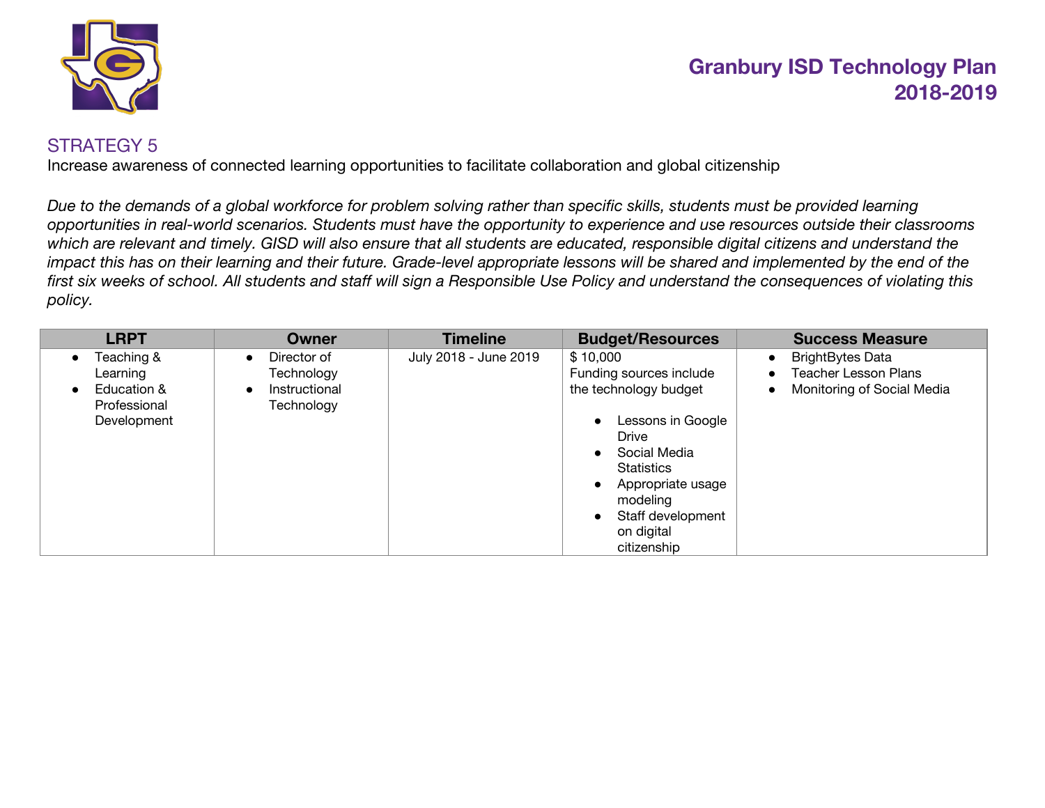# STRATEGY 5

Increase awareness of connected learning opportunities to facilitate collaboration and global citizenship

*Due to the demands of a global workforce for problem solving rather than specific skills, students must be provided learning opportunities in real-world scenarios. Students must have the opportunity to experience and use resources outside their classrooms which are relevant and timely. GISD will also ensure that all students are educated, responsible digital citizens and understand the impact this has on their learning and their future. Grade-level appropriate lessons will be shared and implemented by the end of the first six weeks of school. All students and staff will sign a Responsible Use Policy and understand the consequences of violating this policy.*

| LRPT | Owner | Timeline | Budget/Resources | Success Measure |
|---|---|---|---|---|
| • Teaching & Learning<br>• Education & Professional Development | • Director of Technology<br>• Instructional Technology | July 2018 - June 2019 | $ 10,000<br>Funding sources include the technology budget<br>• Lessons in Google Drive<br>• Social Media Statistics<br>• Appropriate usage modeling<br>• Staff development on digital citizenship | • BrightBytes Data<br>• Teacher Lesson Plans<br>• Monitoring of Social Media |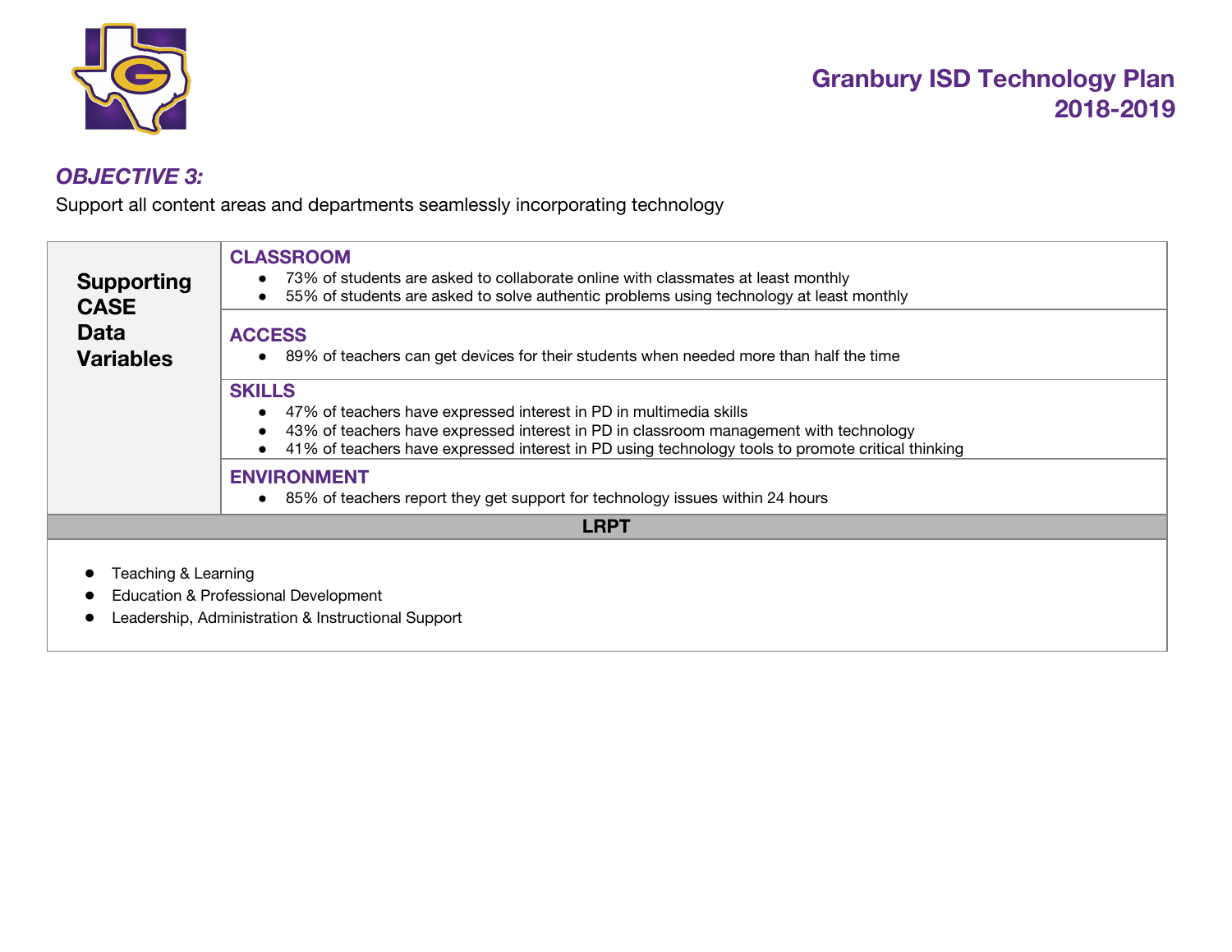### *OBJECTIVE 3:*

Support all content areas and departments seamlessly incorporating technology

| Supporting CASE Data Variables | |
|---|---|
| | **CLASSROOM**<br>● 73% of students are asked to collaborate online with classmates at least monthly<br>● 55% of students are asked to solve authentic problems using technology at least monthly |
| | **ACCESS**<br>● 89% of teachers can get devices for their students when needed more than half the time |
| | **SKILLS**<br>● 47% of teachers have expressed interest in PD in multimedia skills<br>● 43% of teachers have expressed interest in PD in classroom management with technology<br>● 41% of teachers have expressed interest in PD using technology tools to promote critical thinking |
| | **ENVIRONMENT**<br>● 85% of teachers report they get support for technology issues within 24 hours |

| LRPT |
|---|
| ● Teaching & Learning<br>● Education & Professional Development<br>● Leadership, Administration & Instructional Support |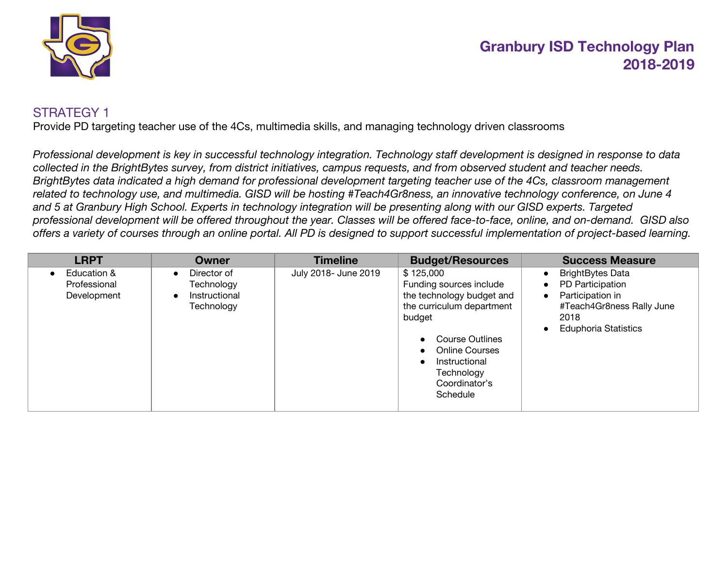# Granbury ISD Technology Plan 2018-2019

## STRATEGY 1

Provide PD targeting teacher use of the 4Cs, multimedia skills, and managing technology driven classrooms

*Professional development is key in successful technology integration. Technology staff development is designed in response to data collected in the BrightBytes survey, from district initiatives, campus requests, and from observed student and teacher needs. BrightBytes data indicated a high demand for professional development targeting teacher use of the 4Cs, classroom management related to technology use, and multimedia. GISD will be hosting #Teach4Gr8ness, an innovative technology conference, on June 4 and 5 at Granbury High School. Experts in technology integration will be presenting along with our GISD experts. Targeted professional development will be offered throughout the year. Classes will be offered face-to-face, online, and on-demand. GISD also offers a variety of courses through an online portal. All PD is designed to support successful implementation of project-based learning.*

| LRPT | Owner | Timeline | Budget/Resources | Success Measure |
|---|---|---|---|---|
| • Education & Professional Development | • Director of Technology<br>• Instructional Technology | July 2018- June 2019 | $ 125,000<br>Funding sources include the technology budget and the curriculum department budget<br>• Course Outlines<br>• Online Courses<br>• Instructional Technology Coordinator's Schedule | • BrightBytes Data<br>• PD Participation<br>• Participation in #Teach4Gr8ness Rally June 2018<br>• Eduphoria Statistics |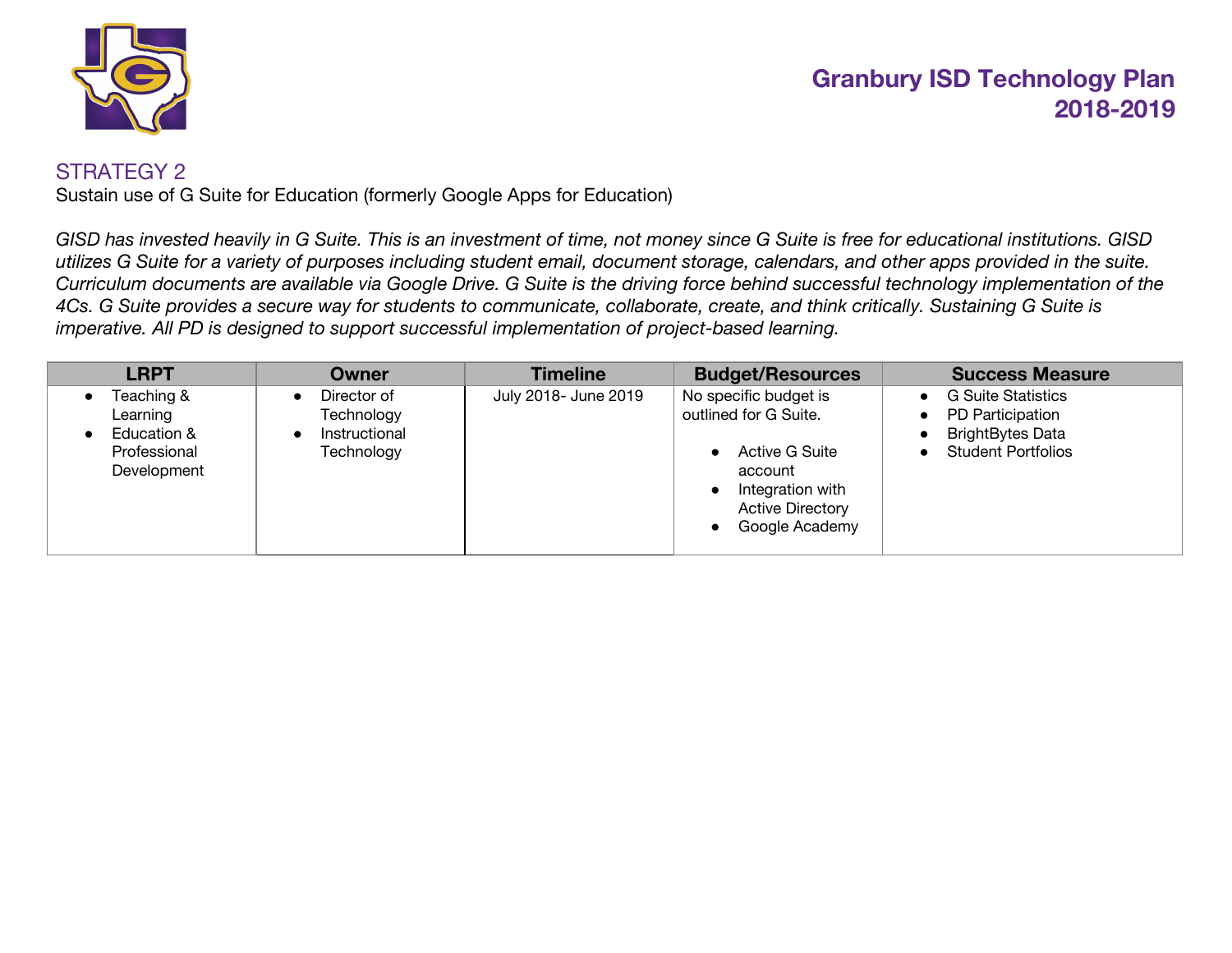# Granbury ISD Technology Plan 2018-2019

## STRATEGY 2

Sustain use of G Suite for Education (formerly Google Apps for Education)

*GISD has invested heavily in G Suite. This is an investment of time, not money since G Suite is free for educational institutions. GISD utilizes G Suite for a variety of purposes including student email, document storage, calendars, and other apps provided in the suite. Curriculum documents are available via Google Drive. G Suite is the driving force behind successful technology implementation of the 4Cs. G Suite provides a secure way for students to communicate, collaborate, create, and think critically. Sustaining G Suite is imperative. All PD is designed to support successful implementation of project-based learning.*

| LRPT | Owner | Timeline | Budget/Resources | Success Measure |
|---|---|---|---|---|
| • Teaching & Learning<br>• Education & Professional Development | • Director of Technology<br>• Instructional Technology | July 2018- June 2019 | No specific budget is outlined for G Suite.<br><br>• Active G Suite account<br>• Integration with Active Directory<br>• Google Academy | • G Suite Statistics<br>• PD Participation<br>• BrightBytes Data<br>• Student Portfolios |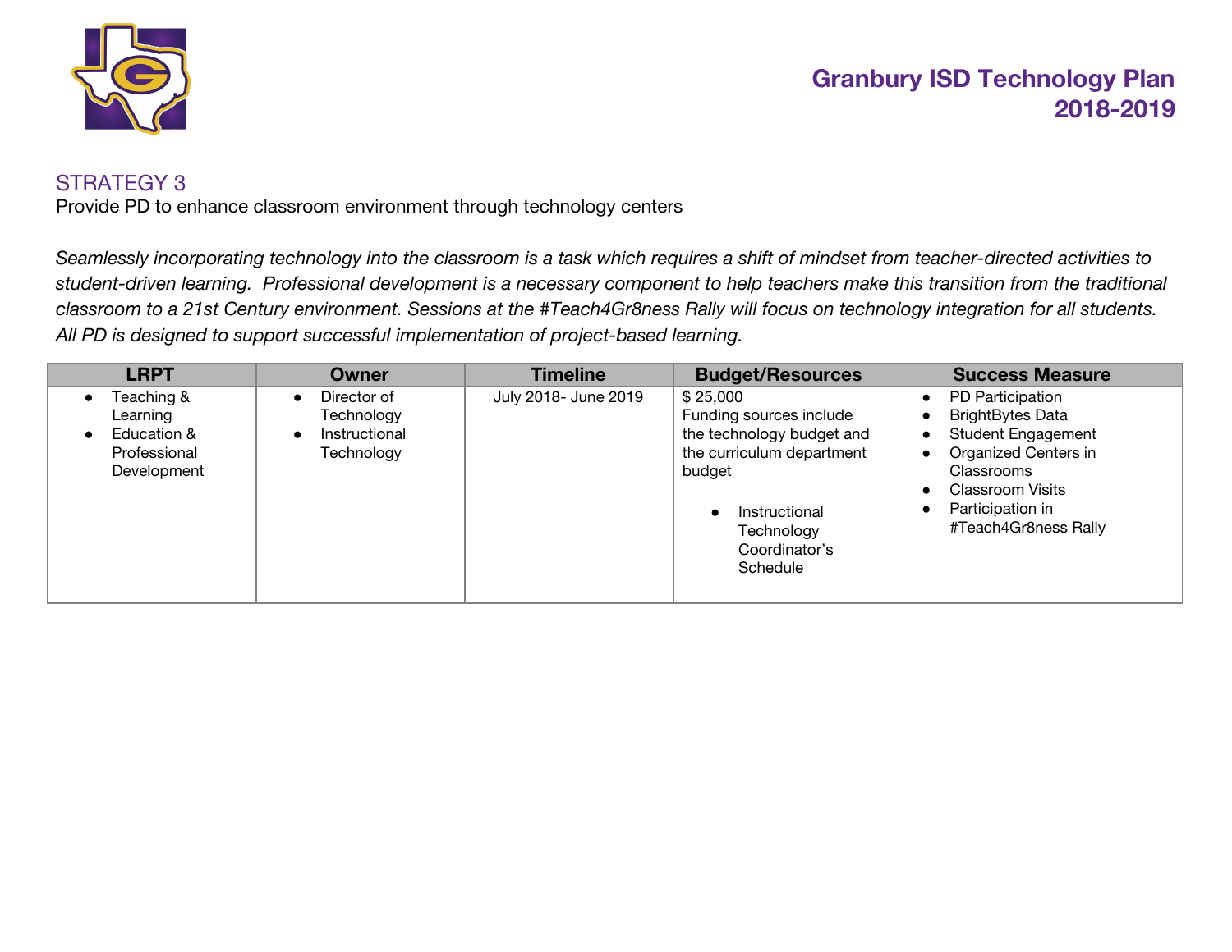# Granbury ISD Technology Plan 2018-2019

## STRATEGY 3

Provide PD to enhance classroom environment through technology centers

*Seamlessly incorporating technology into the classroom is a task which requires a shift of mindset from teacher-directed activities to student-driven learning. Professional development is a necessary component to help teachers make this transition from the traditional classroom to a 21st Century environment. Sessions at the #Teach4Gr8ness Rally will focus on technology integration for all students. All PD is designed to support successful implementation of project-based learning.*

| LRPT | Owner | Timeline | Budget/Resources | Success Measure |
|---|---|---|---|---|
| • Teaching & Learning<br>• Education & Professional Development | • Director of Technology<br>• Instructional Technology | July 2018- June 2019 | $ 25,000<br>Funding sources include the technology budget and the curriculum department budget<br>• Instructional Technology Coordinator's Schedule | • PD Participation<br>• BrightBytes Data<br>• Student Engagement<br>• Organized Centers in Classrooms<br>• Classroom Visits<br>• Participation in #Teach4Gr8ness Rally |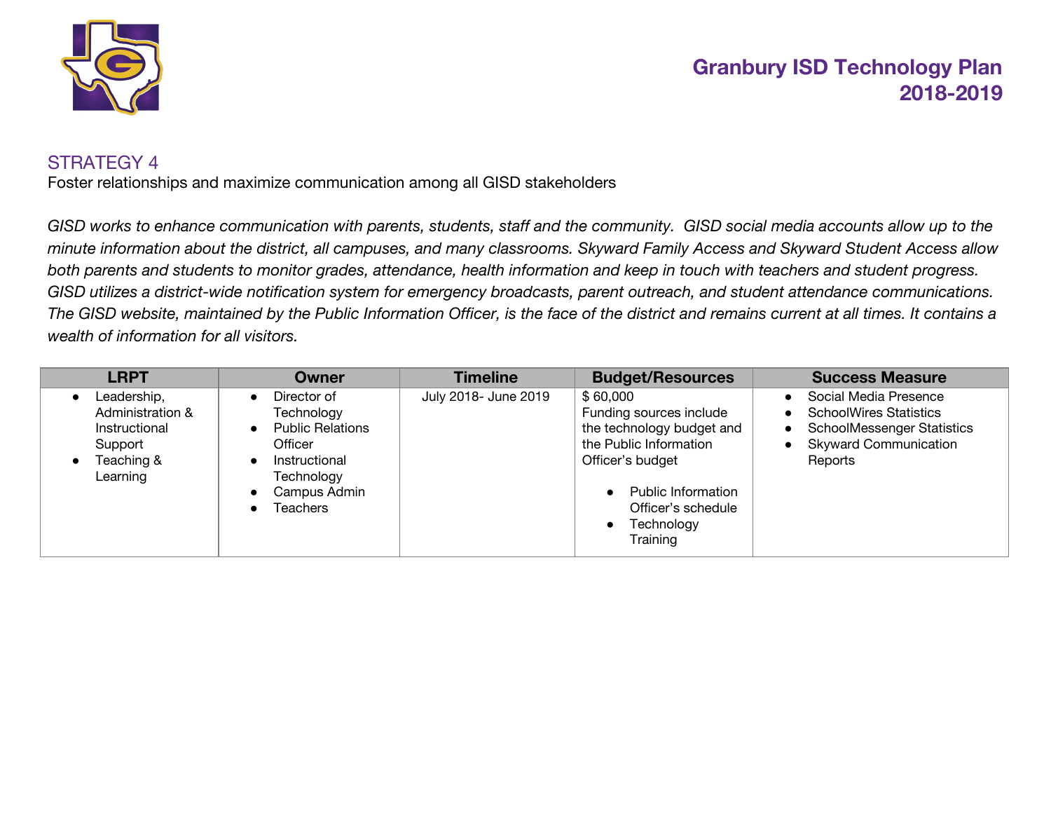## STRATEGY 4

Foster relationships and maximize communication among all GISD stakeholders

*GISD works to enhance communication with parents, students, staff and the community. GISD social media accounts allow up to the minute information about the district, all campuses, and many classrooms. Skyward Family Access and Skyward Student Access allow both parents and students to monitor grades, attendance, health information and keep in touch with teachers and student progress. GISD utilizes a district-wide notification system for emergency broadcasts, parent outreach, and student attendance communications. The GISD website, maintained by the Public Information Officer, is the face of the district and remains current at all times. It contains a wealth of information for all visitors.*

| LRPT | Owner | Timeline | Budget/Resources | Success Measure |
|---|---|---|---|---|
| • Leadership, Administration & Instructional Support<br>• Teaching & Learning | • Director of Technology<br>• Public Relations Officer<br>• Instructional Technology<br>• Campus Admin<br>• Teachers | July 2018- June 2019 | $ 60,000<br>Funding sources include the technology budget and the Public Information Officer's budget<br>• Public Information Officer's schedule<br>• Technology Training | • Social Media Presence<br>• SchoolWires Statistics<br>• SchoolMessenger Statistics<br>• Skyward Communication Reports |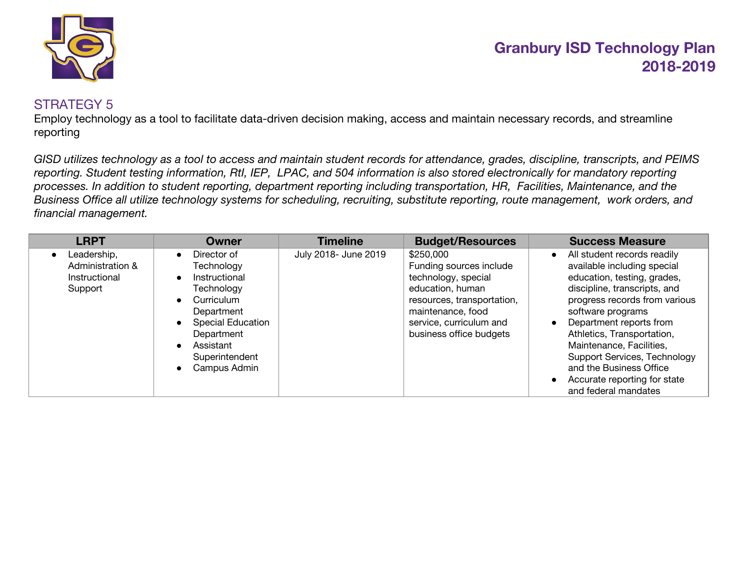# Granbury ISD Technology Plan 2018-2019

## STRATEGY 5

Employ technology as a tool to facilitate data-driven decision making, access and maintain necessary records, and streamline reporting

*GISD utilizes technology as a tool to access and maintain student records for attendance, grades, discipline, transcripts, and PEIMS reporting. Student testing information, RtI, IEP, LPAC, and 504 information is also stored electronically for mandatory reporting processes. In addition to student reporting, department reporting including transportation, HR, Facilities, Maintenance, and the Business Office all utilize technology systems for scheduling, recruiting, substitute reporting, route management, work orders, and financial management.*

| LRPT | Owner | Timeline | Budget/Resources | Success Measure |
|---|---|---|---|---|
| • Leadership, Administration & Instructional Support | • Director of Technology<br>• Instructional Technology<br>• Curriculum Department<br>• Special Education Department<br>• Assistant Superintendent<br>• Campus Admin | July 2018- June 2019 | $250,000<br>Funding sources include technology, special education, human resources, transportation, maintenance, food service, curriculum and business office budgets | • All student records readily available including special education, testing, grades, discipline, transcripts, and progress records from various software programs<br>• Department reports from Athletics, Transportation, Maintenance, Facilities, Support Services, Technology and the Business Office<br>• Accurate reporting for state and federal mandates |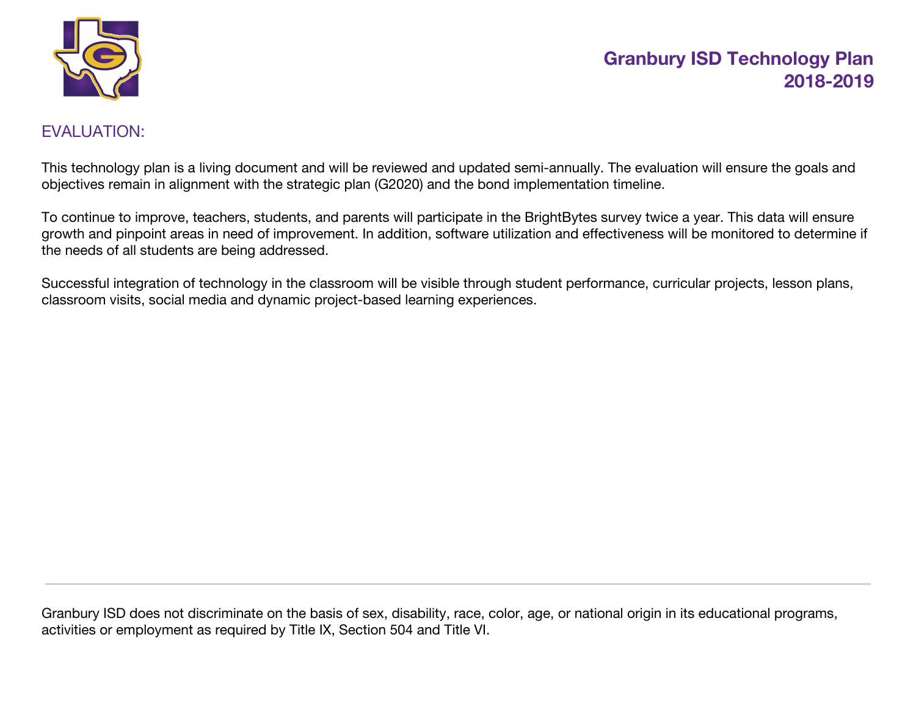## EVALUATION:

This technology plan is a living document and will be reviewed and updated semi-annually. The evaluation will ensure the goals and objectives remain in alignment with the strategic plan (G2020) and the bond implementation timeline.

To continue to improve, teachers, students, and parents will participate in the BrightBytes survey twice a year. This data will ensure growth and pinpoint areas in need of improvement. In addition, software utilization and effectiveness will be monitored to determine if the needs of all students are being addressed.

Successful integration of technology in the classroom will be visible through student performance, curricular projects, lesson plans, classroom visits, social media and dynamic project-based learning experiences.

---

Granbury ISD does not discriminate on the basis of sex, disability, race, color, age, or national origin in its educational programs, activities or employment as required by Title IX, Section 504 and Title VI.